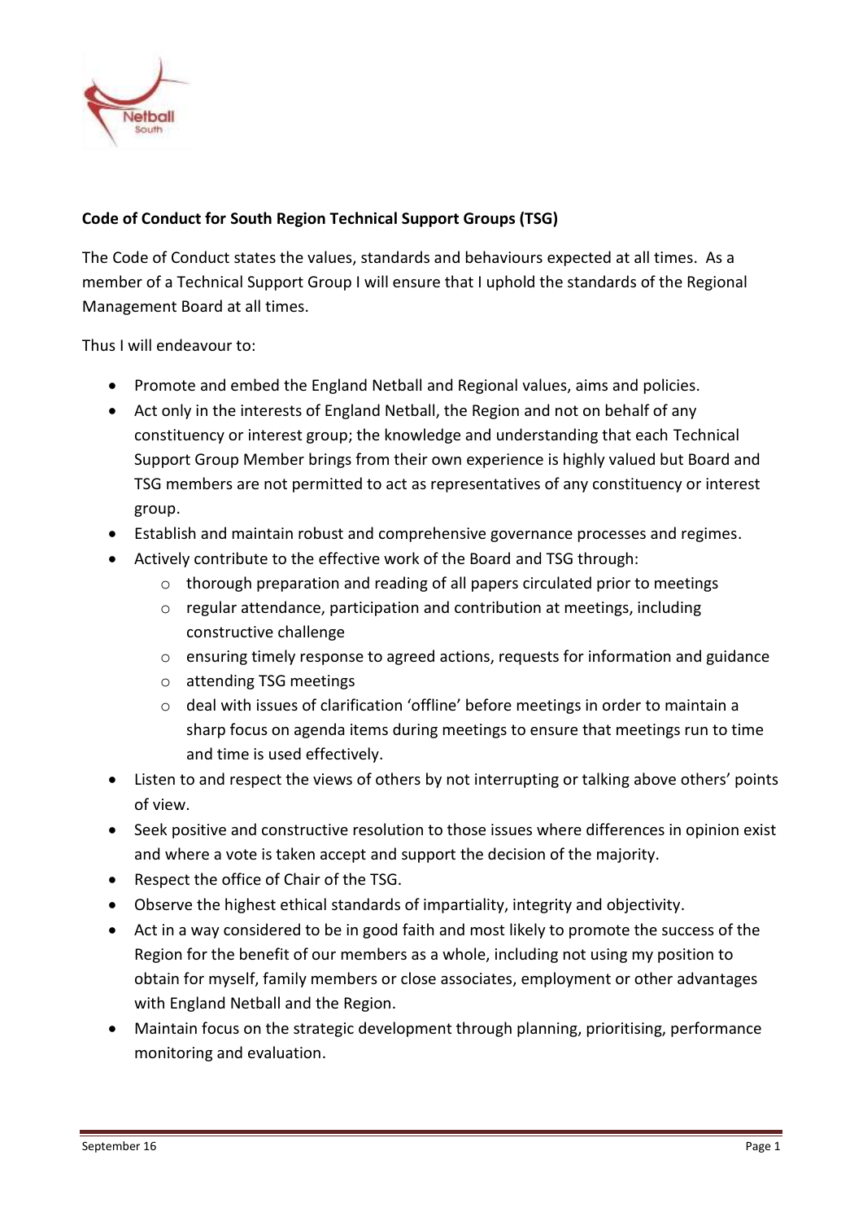**Code of Conduct for South Region Technical Support Groups (TSG)**

The Code of Conduct states the values, standards and behaviours expected at all times. As a member of a Technical Support Group I will ensure that I uphold the standards of the Regional Management Board at all times.

Thus I will endeavour to:

- Promote and embed the England Netball and Regional values, aims and policies.
- Act only in the interests of England Netball, the Region and not on behalf of any constituency or interest group; the knowledge and understanding that each Technical Support Group Member brings from their own experience is highly valued but Board and TSG members are not permitted to act as representatives of any constituency or interest group.
- Establish and maintain robust and comprehensive governance processes and regimes.
- Actively contribute to the effective work of the Board and TSG through:
    - thorough preparation and reading of all papers circulated prior to meetings
    - regular attendance, participation and contribution at meetings, including constructive challenge
    - ensuring timely response to agreed actions, requests for information and guidance
    - attending TSG meetings
    - deal with issues of clarification 'offline' before meetings in order to maintain a sharp focus on agenda items during meetings to ensure that meetings run to time and time is used effectively.
- Listen to and respect the views of others by not interrupting or talking above others' points of view.
- Seek positive and constructive resolution to those issues where differences in opinion exist and where a vote is taken accept and support the decision of the majority.
- Respect the office of Chair of the TSG.
- Observe the highest ethical standards of impartiality, integrity and objectivity.
- Act in a way considered to be in good faith and most likely to promote the success of the Region for the benefit of our members as a whole, including not using my position to obtain for myself, family members or close associates, employment or other advantages with England Netball and the Region.
- Maintain focus on the strategic development through planning, prioritising, performance monitoring and evaluation.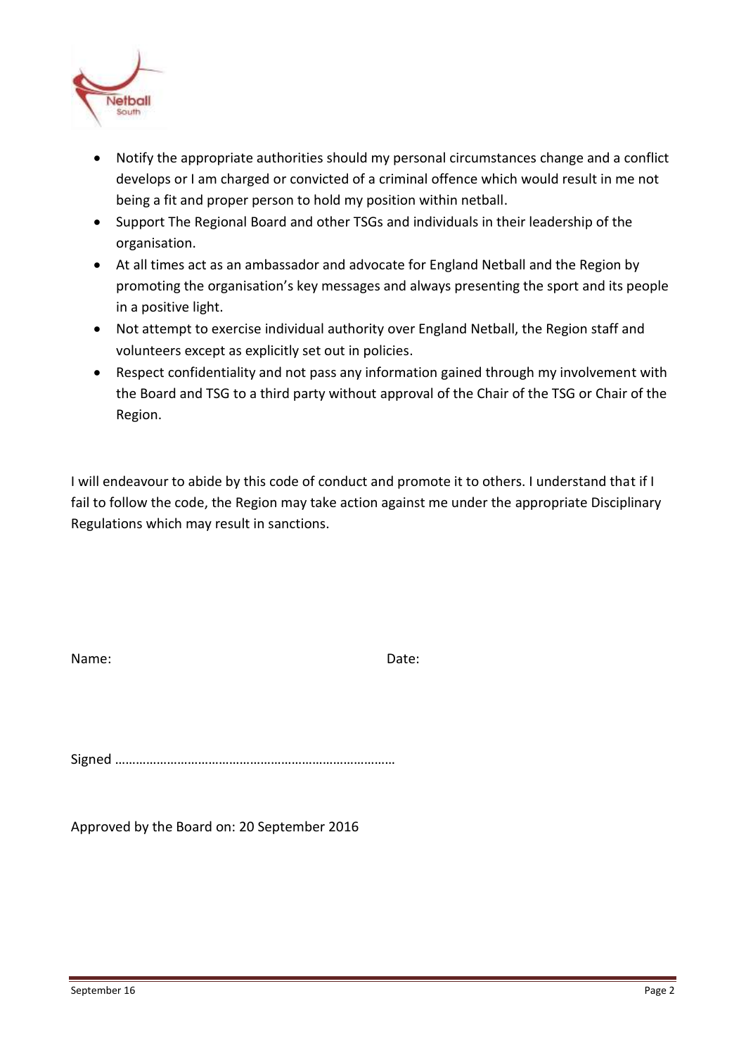- Notify the appropriate authorities should my personal circumstances change and a conflict develops or I am charged or convicted of a criminal offence which would result in me not being a fit and proper person to hold my position within netball.
- Support The Regional Board and other TSGs and individuals in their leadership of the organisation.
- At all times act as an ambassador and advocate for England Netball and the Region by promoting the organisation's key messages and always presenting the sport and its people in a positive light.
- Not attempt to exercise individual authority over England Netball, the Region staff and volunteers except as explicitly set out in policies.
- Respect confidentiality and not pass any information gained through my involvement with the Board and TSG to a third party without approval of the Chair of the TSG or Chair of the Region.

I will endeavour to abide by this code of conduct and promote it to others. I understand that if I fail to follow the code, the Region may take action against me under the appropriate Disciplinary Regulations which may result in sanctions.

Name: Date:

Signed ……………………………………………………………………

Approved by the Board on: 20 September 2016